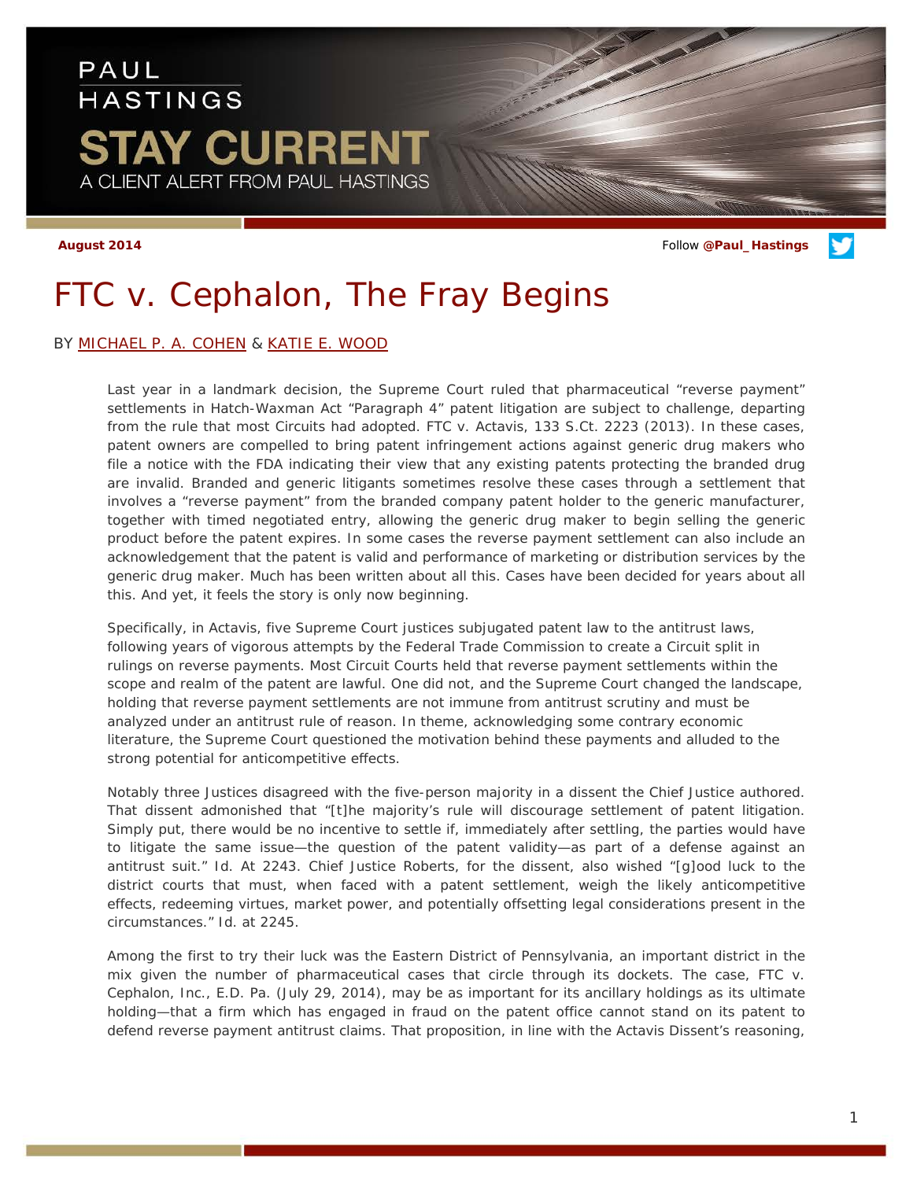PAUL HASTINGS

STAY CURRENT

A CLIENT ALERT FROM PAUL HASTINGS

**August 2014**

Follow **@Paul_Hastings**

# FTC v. Cephalon, The Fray Begins

BY MICHAEL P. A. COHEN & KATIE E. WOOD

Last year in a landmark decision, the Supreme Court ruled that pharmaceutical "reverse payment" settlements in Hatch-Waxman Act "Paragraph 4" patent litigation are subject to challenge, departing from the rule that most Circuits had adopted. FTC v. Actavis, 133 S.Ct. 2223 (2013). In these cases, patent owners are compelled to bring patent infringement actions against generic drug makers who file a notice with the FDA indicating their view that any existing patents protecting the branded drug are invalid. Branded and generic litigants sometimes resolve these cases through a settlement that involves a "reverse payment" from the branded company patent holder to the generic manufacturer, together with timed negotiated entry, allowing the generic drug maker to begin selling the generic product before the patent expires. In some cases the reverse payment settlement can also include an acknowledgement that the patent is valid and performance of marketing or distribution services by the generic drug maker. Much has been written about all this. Cases have been decided for years about all this. And yet, it feels the story is only now beginning.

Specifically, in Actavis, five Supreme Court justices subjugated patent law to the antitrust laws, following years of vigorous attempts by the Federal Trade Commission to create a Circuit split in rulings on reverse payments. Most Circuit Courts held that reverse payment settlements within the scope and realm of the patent are lawful. One did not, and the Supreme Court changed the landscape, holding that reverse payment settlements are not immune from antitrust scrutiny and must be analyzed under an antitrust rule of reason. In theme, acknowledging some contrary economic literature, the Supreme Court questioned the motivation behind these payments and alluded to the strong potential for anticompetitive effects.

Notably three Justices disagreed with the five-person majority in a dissent the Chief Justice authored. That dissent admonished that "[t]he majority's rule will discourage settlement of patent litigation. Simply put, there would be no incentive to settle if, immediately after settling, the parties would have to litigate the same issue—the question of the patent validity—as part of a defense against an antitrust suit." Id. At 2243. Chief Justice Roberts, for the dissent, also wished "[g]ood luck to the district courts that must, when faced with a patent settlement, weigh the likely anticompetitive effects, redeeming virtues, market power, and potentially offsetting legal considerations present in the circumstances." Id. at 2245.

Among the first to try their luck was the Eastern District of Pennsylvania, an important district in the mix given the number of pharmaceutical cases that circle through its dockets. The case, FTC v. Cephalon, Inc., E.D. Pa. (July 29, 2014), may be as important for its ancillary holdings as its ultimate holding—that a firm which has engaged in fraud on the patent office cannot stand on its patent to defend reverse payment antitrust claims. That proposition, in line with the Actavis Dissent's reasoning,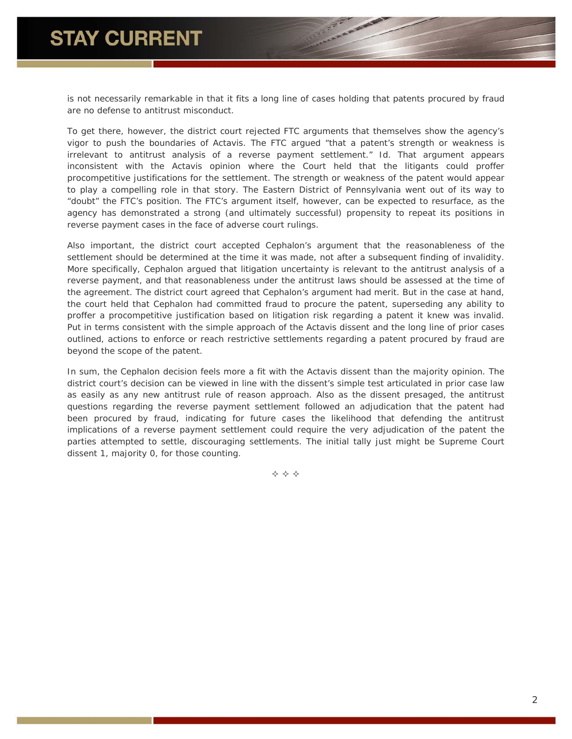is not necessarily remarkable in that it fits a long line of cases holding that patents procured by fraud are no defense to antitrust misconduct.

To get there, however, the district court rejected FTC arguments that themselves show the agency's vigor to push the boundaries of Actavis. The FTC argued "that a patent's strength or weakness is irrelevant to antitrust analysis of a reverse payment settlement." *Id.* That argument appears inconsistent with the Actavis opinion where the Court held that the litigants could proffer procompetitive justifications for the settlement. The strength or weakness of the patent would appear to play a compelling role in that story. The Eastern District of Pennsylvania went out of its way to "doubt" the FTC's position. The FTC's argument itself, however, can be expected to resurface, as the agency has demonstrated a strong (and ultimately successful) propensity to repeat its positions in reverse payment cases in the face of adverse court rulings.

Also important, the district court accepted Cephalon's argument that the reasonableness of the settlement should be determined at the time it was made, not after a subsequent finding of invalidity. More specifically, Cephalon argued that litigation uncertainty is relevant to the antitrust analysis of a reverse payment, and that reasonableness under the antitrust laws should be assessed at the time of the agreement. The district court agreed that Cephalon's argument had merit. But in the case at hand, the court held that Cephalon had committed fraud to procure the patent, superseding any ability to proffer a procompetitive justification based on litigation risk regarding a patent it knew was invalid. Put in terms consistent with the simple approach of the Actavis dissent and the long line of prior cases outlined, actions to enforce or reach restrictive settlements regarding a patent procured by fraud are beyond the scope of the patent.

In sum, the Cephalon decision feels more a fit with the Actavis dissent than the majority opinion. The district court's decision can be viewed in line with the dissent's simple test articulated in prior case law as easily as any new antitrust rule of reason approach. Also as the dissent presaged, the antitrust questions regarding the reverse payment settlement followed an adjudication that the patent had been procured by fraud, indicating for future cases the likelihood that defending the antitrust implications of a reverse payment settlement could require the very adjudication of the patent the parties attempted to settle, discouraging settlements. The initial tally just might be Supreme Court dissent 1, majority 0, for those counting.

✧ ✧ ✧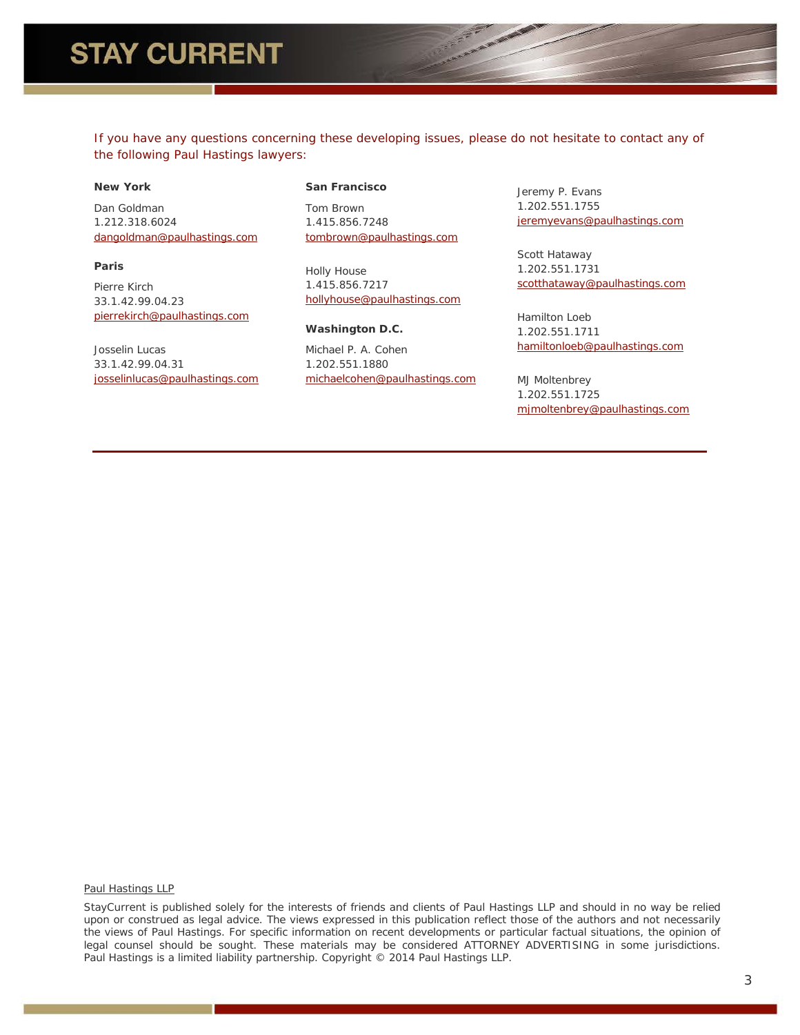If you have any questions concerning these developing issues, please do not hesitate to contact any of the following Paul Hastings lawyers:

**New York**

Dan Goldman
1.212.318.6024
dangoldman@paulhastings.com

**Paris**

Pierre Kirch
33.1.42.99.04.23
pierrekirch@paulhastings.com

Josselin Lucas
33.1.42.99.04.31
josselinlucas@paulhastings.com

**San Francisco**

Tom Brown
1.415.856.7248
tombrown@paulhastings.com

Holly House
1.415.856.7217
hollyhouse@paulhastings.com

**Washington D.C.**

Michael P. A. Cohen
1.202.551.1880
michaelcohen@paulhastings.com

Jeremy P. Evans
1.202.551.1755
jeremyevans@paulhastings.com

Scott Hataway
1.202.551.1731
scotthataway@paulhastings.com

Hamilton Loeb
1.202.551.1711
hamiltonloeb@paulhastings.com

MJ Moltenbrey
1.202.551.1725
mjmoltenbrey@paulhastings.com

---

Paul Hastings LLP

StayCurrent is published solely for the interests of friends and clients of Paul Hastings LLP and should in no way be relied upon or construed as legal advice. The views expressed in this publication reflect those of the authors and not necessarily the views of Paul Hastings. For specific information on recent developments or particular factual situations, the opinion of legal counsel should be sought. These materials may be considered ATTORNEY ADVERTISING in some jurisdictions. Paul Hastings is a limited liability partnership. Copyright © 2014 Paul Hastings LLP.